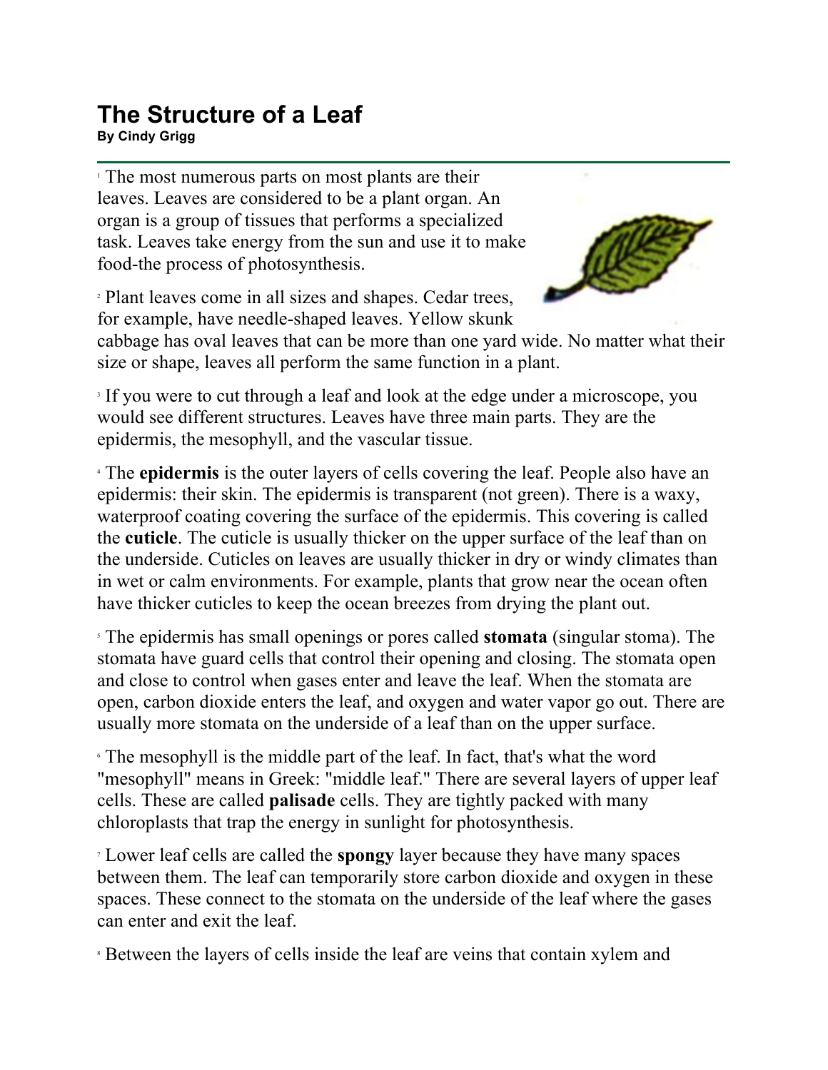# The Structure of a Leaf

**By Cindy Grigg**

[1] The most numerous parts on most plants are their leaves. Leaves are considered to be a plant organ. An organ is a group of tissues that performs a specialized task. Leaves take energy from the sun and use it to make food-the process of photosynthesis.

[2] Plant leaves come in all sizes and shapes. Cedar trees, for example, have needle-shaped leaves. Yellow skunk cabbage has oval leaves that can be more than one yard wide. No matter what their size or shape, leaves all perform the same function in a plant.

[3] If you were to cut through a leaf and look at the edge under a microscope, you would see different structures. Leaves have three main parts. They are the epidermis, the mesophyll, and the vascular tissue.

[4] The **epidermis** is the outer layers of cells covering the leaf. People also have an epidermis: their skin. The epidermis is transparent (not green). There is a waxy, waterproof coating covering the surface of the epidermis. This covering is called the **cuticle**. The cuticle is usually thicker on the upper surface of the leaf than on the underside. Cuticles on leaves are usually thicker in dry or windy climates than in wet or calm environments. For example, plants that grow near the ocean often have thicker cuticles to keep the ocean breezes from drying the plant out.

[5] The epidermis has small openings or pores called **stomata** (singular stoma). The stomata have guard cells that control their opening and closing. The stomata open and close to control when gases enter and leave the leaf. When the stomata are open, carbon dioxide enters the leaf, and oxygen and water vapor go out. There are usually more stomata on the underside of a leaf than on the upper surface.

[6] The mesophyll is the middle part of the leaf. In fact, that's what the word "mesophyll" means in Greek: "middle leaf." There are several layers of upper leaf cells. These are called **palisade** cells. They are tightly packed with many chloroplasts that trap the energy in sunlight for photosynthesis.

[7] Lower leaf cells are called the **spongy** layer because they have many spaces between them. The leaf can temporarily store carbon dioxide and oxygen in these spaces. These connect to the stomata on the underside of the leaf where the gases can enter and exit the leaf.

[8] Between the layers of cells inside the leaf are veins that contain xylem and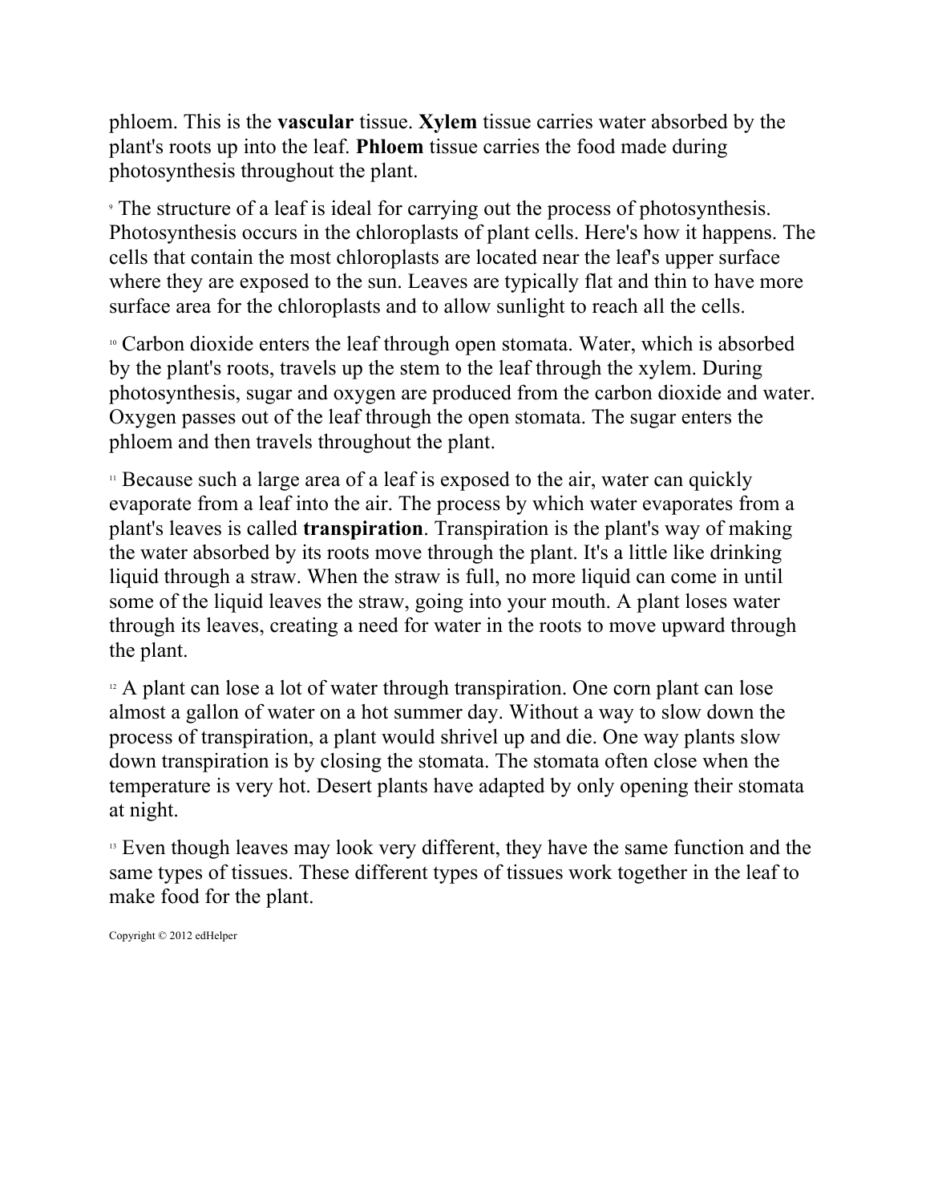phloem. This is the **vascular** tissue. **Xylem** tissue carries water absorbed by the plant's roots up into the leaf. **Phloem** tissue carries the food made during photosynthesis throughout the plant.

9 The structure of a leaf is ideal for carrying out the process of photosynthesis. Photosynthesis occurs in the chloroplasts of plant cells. Here's how it happens. The cells that contain the most chloroplasts are located near the leaf's upper surface where they are exposed to the sun. Leaves are typically flat and thin to have more surface area for the chloroplasts and to allow sunlight to reach all the cells.

10 Carbon dioxide enters the leaf through open stomata. Water, which is absorbed by the plant's roots, travels up the stem to the leaf through the xylem. During photosynthesis, sugar and oxygen are produced from the carbon dioxide and water. Oxygen passes out of the leaf through the open stomata. The sugar enters the phloem and then travels throughout the plant.

11 Because such a large area of a leaf is exposed to the air, water can quickly evaporate from a leaf into the air. The process by which water evaporates from a plant's leaves is called **transpiration**. Transpiration is the plant's way of making the water absorbed by its roots move through the plant. It's a little like drinking liquid through a straw. When the straw is full, no more liquid can come in until some of the liquid leaves the straw, going into your mouth. A plant loses water through its leaves, creating a need for water in the roots to move upward through the plant.

12 A plant can lose a lot of water through transpiration. One corn plant can lose almost a gallon of water on a hot summer day. Without a way to slow down the process of transpiration, a plant would shrivel up and die. One way plants slow down transpiration is by closing the stomata. The stomata often close when the temperature is very hot. Desert plants have adapted by only opening their stomata at night.

13 Even though leaves may look very different, they have the same function and the same types of tissues. These different types of tissues work together in the leaf to make food for the plant.

Copyright © 2012 edHelper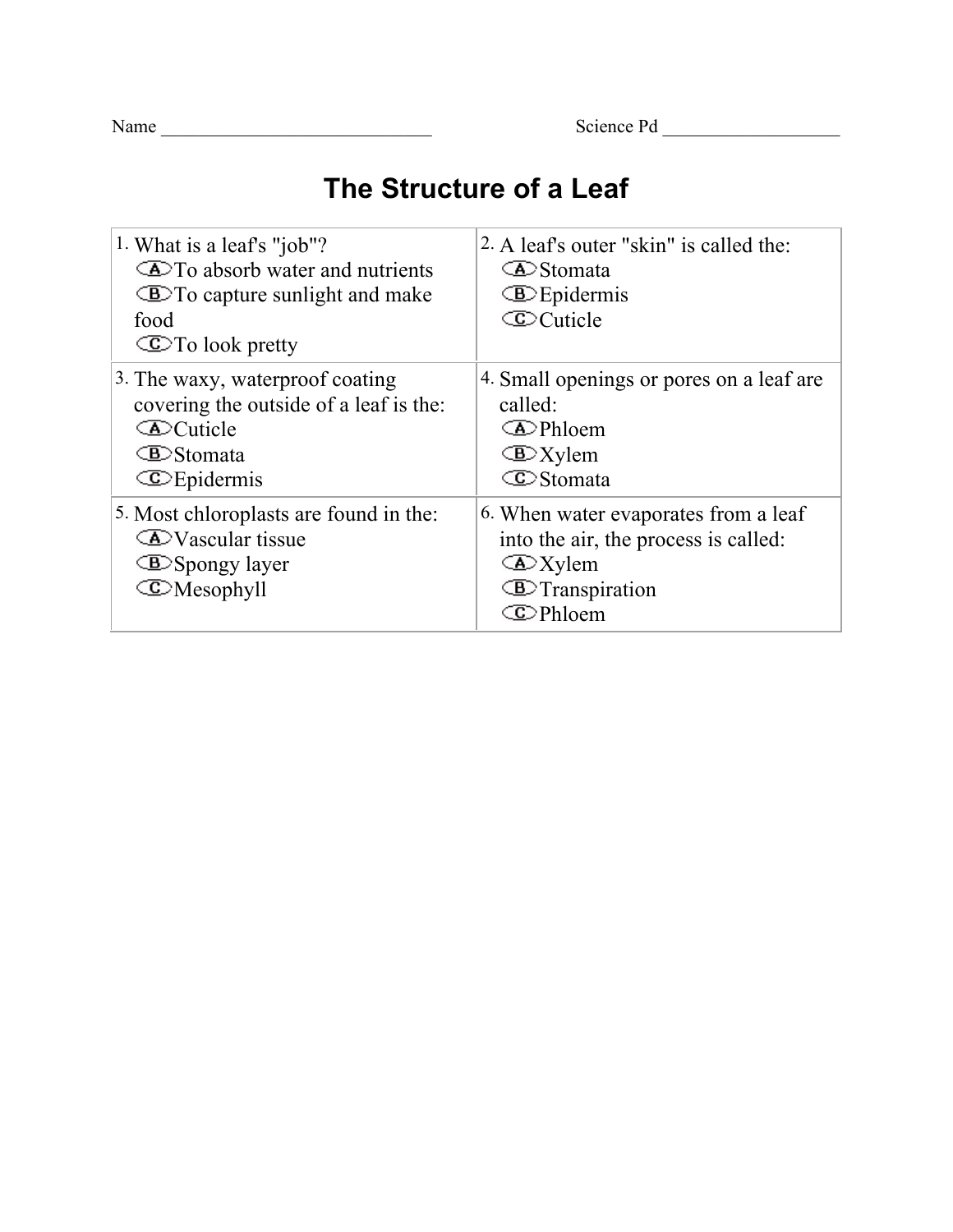Name ______________________________ Science Pd ___________________

# The Structure of a Leaf

1. What is a leaf's "job"?
   - (A) To absorb water and nutrients
   - (B) To capture sunlight and make food
   - (C) To look pretty

2. A leaf's outer "skin" is called the:
   - (A) Stomata
   - (B) Epidermis
   - (C) Cuticle

3. The waxy, waterproof coating covering the outside of a leaf is the:
   - (A) Cuticle
   - (B) Stomata
   - (C) Epidermis

4. Small openings or pores on a leaf are called:
   - (A) Phloem
   - (B) Xylem
   - (C) Stomata

5. Most chloroplasts are found in the:
   - (A) Vascular tissue
   - (B) Spongy layer
   - (C) Mesophyll

6. When water evaporates from a leaf into the air, the process is called:
   - (A) Xylem
   - (B) Transpiration
   - (C) Phloem